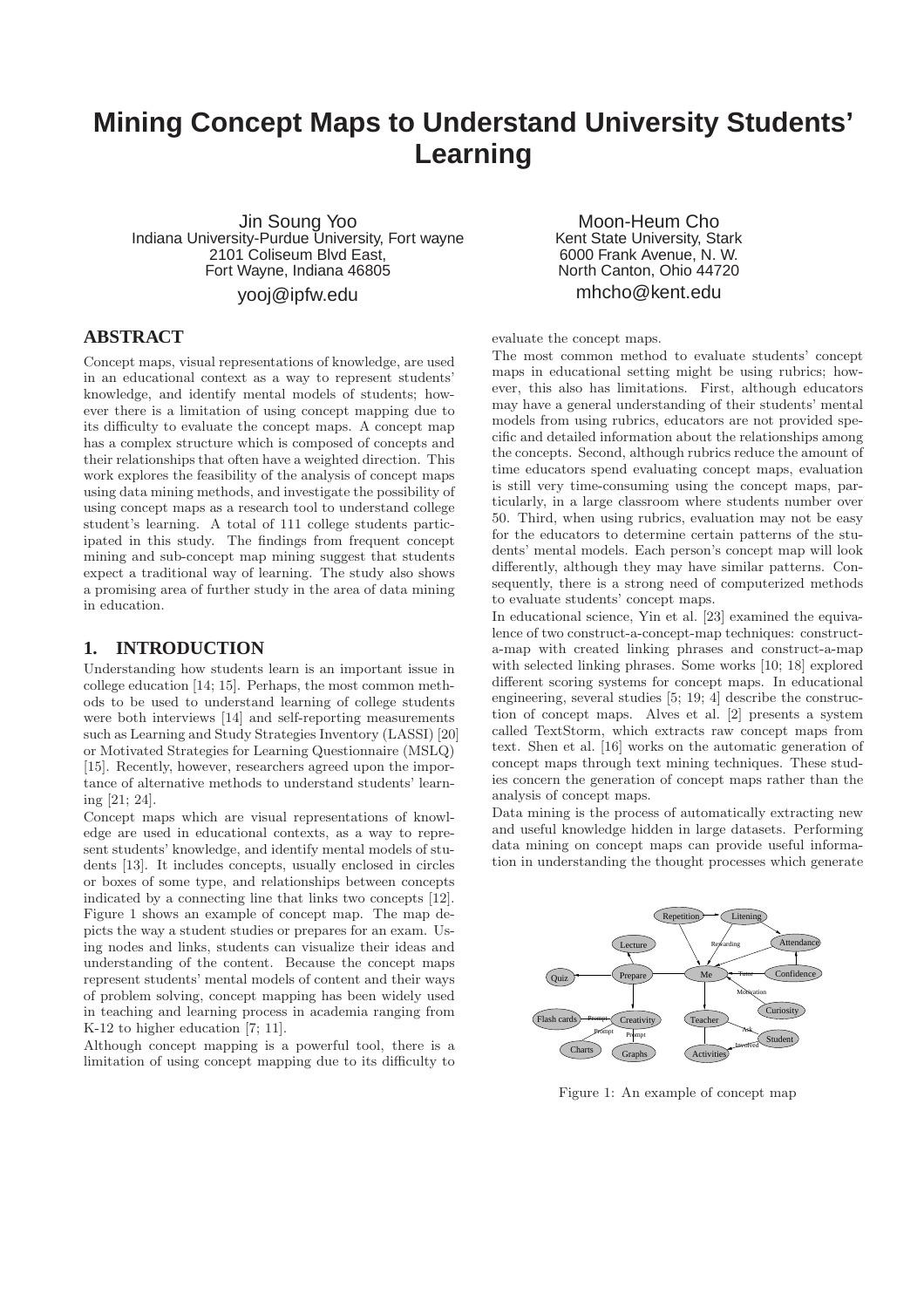# Mining Concept Maps to Understand University Students' Learning

Jin Soung Yoo
Indiana University-Purdue University, Fort wayne
2101 Coliseum Blvd East,
Fort Wayne, Indiana 46805
yooj@ipfw.edu

Moon-Heum Cho
Kent State University, Stark
6000 Frank Avenue, N. W.
North Canton, Ohio 44720
mhcho@kent.edu

## ABSTRACT

Concept maps, visual representations of knowledge, are used in an educational context as a way to represent students' knowledge, and identify mental models of students; however there is a limitation of using concept mapping due to its difficulty to evaluate the concept maps. A concept map has a complex structure which is composed of concepts and their relationships that often have a weighted direction. This work explores the feasibility of the analysis of concept maps using data mining methods, and investigate the possibility of using concept maps as a research tool to understand college student's learning. A total of 111 college students participated in this study. The findings from frequent concept mining and sub-concept map mining suggest that students expect a traditional way of learning. The study also shows a promising area of further study in the area of data mining in education.

## 1. INTRODUCTION

Understanding how students learn is an important issue in college education [14; 15]. Perhaps, the most common methods to be used to understand learning of college students were both interviews [14] and self-reporting measurements such as Learning and Study Strategies Inventory (LASSI) [20] or Motivated Strategies for Learning Questionnaire (MSLQ) [15]. Recently, however, researchers agreed upon the importance of alternative methods to understand students' learning [21; 24].

Concept maps which are visual representations of knowledge are used in educational contexts, as a way to represent students' knowledge, and identify mental models of students [13]. It includes concepts, usually enclosed in circles or boxes of some type, and relationships between concepts indicated by a connecting line that links two concepts [12]. Figure 1 shows an example of concept map. The map depicts the way a student studies or prepares for an exam. Using nodes and links, students can visualize their ideas and understanding of the content. Because the concept maps represent students' mental models of content and their ways of problem solving, concept mapping has been widely used in teaching and learning process in academia ranging from K-12 to higher education [7; 11].

Although concept mapping is a powerful tool, there is a limitation of using concept mapping due to its difficulty to evaluate the concept maps.

The most common method to evaluate students' concept maps in educational setting might be using rubrics; however, this also has limitations. First, although educators may have a general understanding of their students' mental models from using rubrics, educators are not provided specific and detailed information about the relationships among the concepts. Second, although rubrics reduce the amount of time educators spend evaluating concept maps, evaluation is still very time-consuming using the concept maps, particularly, in a large classroom where students number over 50. Third, when using rubrics, evaluation may not be easy for the educators to determine certain patterns of the students' mental models. Each person's concept map will look differently, although they may have similar patterns. Consequently, there is a strong need of computerized methods to evaluate students' concept maps.

In educational science, Yin et al. [23] examined the equivalence of two construct-a-concept-map techniques: construct-a-map with created linking phrases and construct-a-map with selected linking phrases. Some works [10; 18] explored different scoring systems for concept maps. In educational engineering, several studies [5; 19; 4] describe the construction of concept maps. Alves et al. [2] presents a system called TextStorm, which extracts raw concept maps from text. Shen et al. [16] works on the automatic generation of concept maps through text mining techniques. These studies concern the generation of concept maps rather than the analysis of concept maps.

Data mining is the process of automatically extracting new and useful knowledge hidden in large datasets. Performing data mining on concept maps can provide useful information in understanding the thought processes which generate

Figure 1: An example of concept map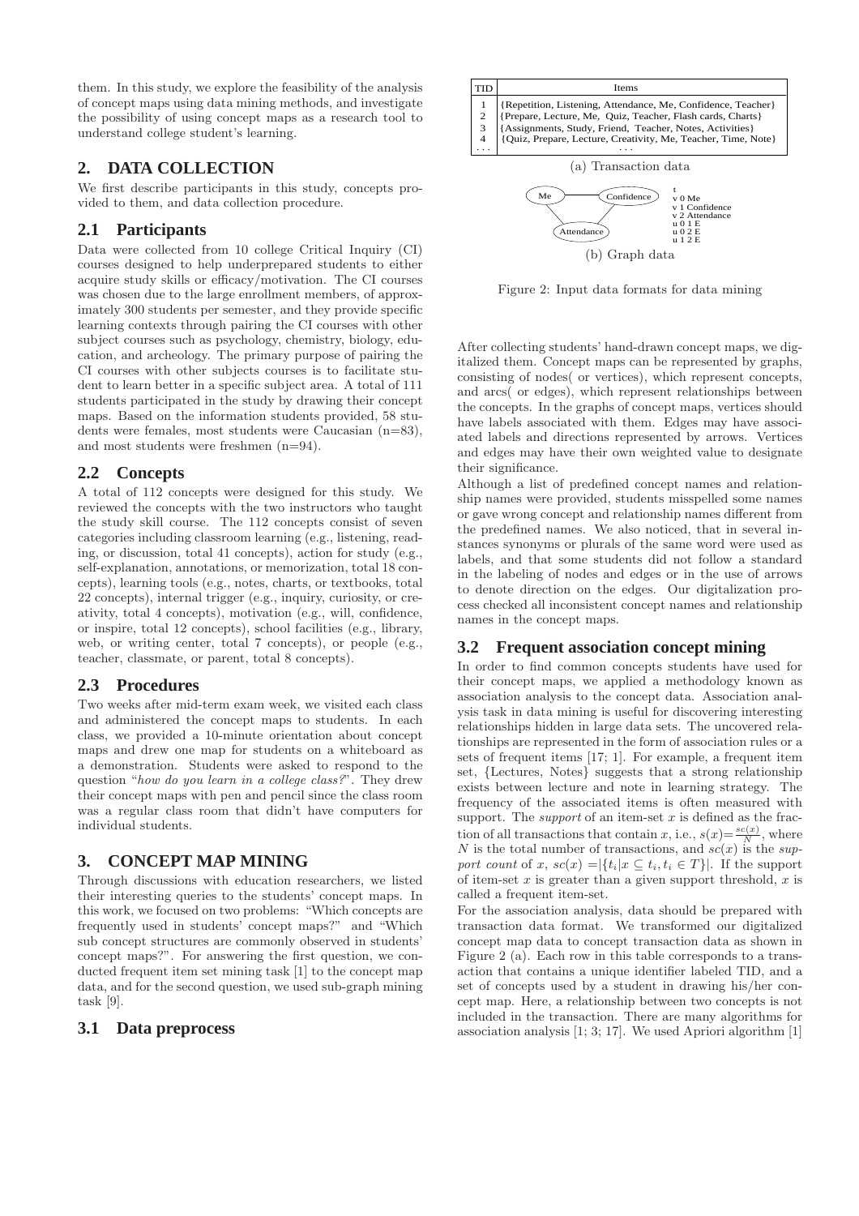them. In this study, we explore the feasibility of the analysis of concept maps using data mining methods, and investigate the possibility of using concept maps as a research tool to understand college student's learning.

## 2. DATA COLLECTION

We first describe participants in this study, concepts provided to them, and data collection procedure.

### 2.1 Participants

Data were collected from 10 college Critical Inquiry (CI) courses designed to help underprepared students to either acquire study skills or efficacy/motivation. The CI courses was chosen due to the large enrollment members, of approximately 300 students per semester, and they provide specific learning contexts through pairing the CI courses with other subject courses such as psychology, chemistry, biology, education, and archeology. The primary purpose of pairing the CI courses with other subjects courses is to facilitate student to learn better in a specific subject area. A total of 111 students participated in the study by drawing their concept maps. Based on the information students provided, 58 students were females, most students were Caucasian (n=83), and most students were freshmen (n=94).

### 2.2 Concepts

A total of 112 concepts were designed for this study. We reviewed the concepts with the two instructors who taught the study skill course. The 112 concepts consist of seven categories including classroom learning (e.g., listening, reading, or discussion, total 41 concepts), action for study (e.g., self-explanation, annotations, or memorization, total 18 concepts), learning tools (e.g., notes, charts, or textbooks, total 22 concepts), internal trigger (e.g., inquiry, curiosity, or creativity, total 4 concepts), motivation (e.g., will, confidence, or inspire, total 12 concepts), school facilities (e.g., library, web, or writing center, total 7 concepts), or people (e.g., teacher, classmate, or parent, total 8 concepts).

### 2.3 Procedures

Two weeks after mid-term exam week, we visited each class and administered the concept maps to students. In each class, we provided a 10-minute orientation about concept maps and drew one map for students on a whiteboard as a demonstration. Students were asked to respond to the question "*how do you learn in a college class?*". They drew their concept maps with pen and pencil since the class room was a regular class room that didn't have computers for individual students.

## 3. CONCEPT MAP MINING

Through discussions with education researchers, we listed their interesting queries to the students' concept maps. In this work, we focused on two problems: "Which concepts are frequently used in students' concept maps?" and "Which sub concept structures are commonly observed in students' concept maps?". For answering the first question, we conducted frequent item set mining task [1] to the concept map data, and for the second question, we used sub-graph mining task [9].

### 3.1 Data preprocess

| TID | Items |
|---|---|
| 1 | {Repetition, Listening, Attendance, Me, Confidence, Teacher} |
| 2 | {Prepare, Lecture, Me, Quiz, Teacher, Flash cards, Charts} |
| 3 | {Assignments, Study, Friend, Teacher, Notes, Activities} |
| 4 | {Quiz, Prepare, Lecture, Creativity, Me, Teacher, Time, Note} |
| ... | ... |

(a) Transaction data

```
t
v 0 Me
v 1 Confidence
v 2 Attendance
u 0 1 E
u 0 2 E
u 1 2 E
```

(b) Graph data

Figure 2: Input data formats for data mining

After collecting students' hand-drawn concept maps, we digitalized them. Concept maps can be represented by graphs, consisting of nodes( or vertices), which represent concepts, and arcs( or edges), which represent relationships between the concepts. In the graphs of concept maps, vertices should have labels associated with them. Edges may have associated labels and directions represented by arrows. Vertices and edges may have their own weighted value to designate their significance.

Although a list of predefined concept names and relationship names were provided, students misspelled some names or gave wrong concept and relationship names different from the predefined names. We also noticed, that in several instances synonyms or plurals of the same word were used as labels, and that some students did not follow a standard in the labeling of nodes and edges or in the use of arrows to denote direction on the edges. Our digitalization process checked all inconsistent concept names and relationship names in the concept maps.

### 3.2 Frequent association concept mining

In order to find common concepts students have used for their concept maps, we applied a methodology known as association analysis to the concept data. Association analysis task in data mining is useful for discovering interesting relationships hidden in large data sets. The uncovered relationships are represented in the form of association rules or a sets of frequent items [17; 1]. For example, a frequent item set, {Lectures, Notes} suggests that a strong relationship exists between lecture and note in learning strategy. The frequency of the associated items is often measured with support. The *support* of an item-set $x$ is defined as the fraction of all transactions that contain $x$, i.e., $s(x)=\frac{sc(x)}{N}$, where $N$ is the total number of transactions, and $sc(x)$ is the *support count* of $x$, $sc(x) = |\{t_i | x \subseteq t_i, t_i \in T\}|$. If the support of item-set $x$ is greater than a given support threshold, $x$ is called a frequent item-set.

For the association analysis, data should be prepared with transaction data format. We transformed our digitalized concept map data to concept transaction data as shown in Figure 2 (a). Each row in this table corresponds to a transaction that contains a unique identifier labeled TID, and a set of concepts used by a student in drawing his/her concept map. Here, a relationship between two concepts is not included in the transaction. There are many algorithms for association analysis [1; 3; 17]. We used Apriori algorithm [1]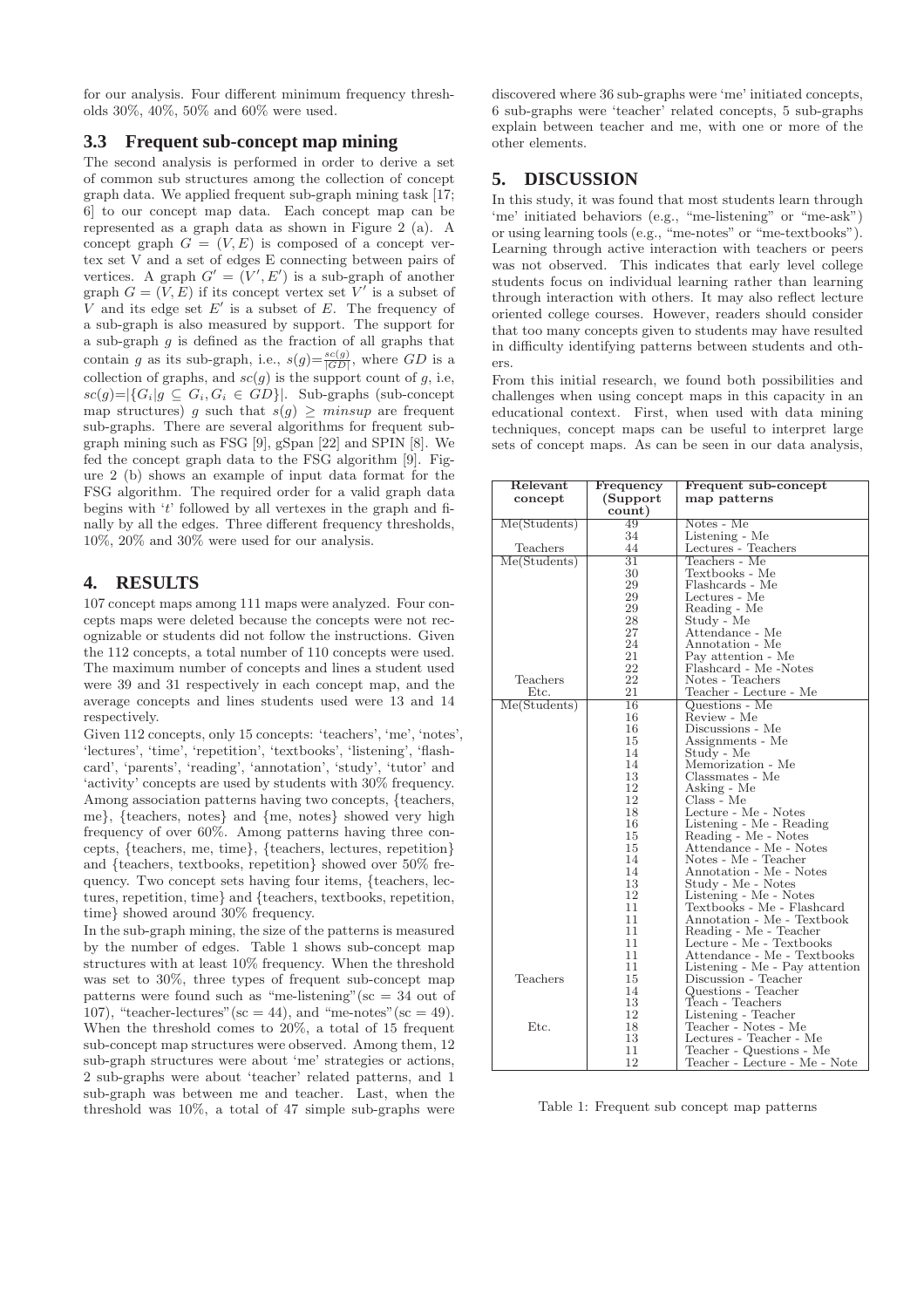for our analysis. Four different minimum frequency thresholds 30%, 40%, 50% and 60% were used.

### 3.3 Frequent sub-concept map mining

The second analysis is performed in order to derive a set of common sub structures among the collection of concept graph data. We applied frequent sub-graph mining task [17; 6] to our concept map data. Each concept map can be represented as a graph data as shown in Figure 2 (a). A concept graph $G = (V, E)$ is composed of a concept vertex set V and a set of edges E connecting between pairs of vertices. A graph $G' = (V', E')$ is a sub-graph of another graph $G = (V, E)$ if its concept vertex set $V'$ is a subset of $V$ and its edge set $E'$ is a subset of $E$. The frequency of a sub-graph is also measured by support. The support for a sub-graph $g$ is defined as the fraction of all graphs that contain $g$ as its sub-graph, i.e., $s(g)=\frac{sc(g)}{|GD|}$, where $GD$ is a collection of graphs, and $sc(g)$ is the support count of $g$, i.e, $sc(g)=|\{G_i|g \subseteq G_i, G_i \in GD\}|$. Sub-graphs (sub-concept map structures) $g$ such that $s(g) \geq minsup$ are frequent sub-graphs. There are several algorithms for frequent sub-graph mining such as FSG [9], gSpan [22] and SPIN [8]. We fed the concept graph data to the FSG algorithm [9]. Figure 2 (b) shows an example of input data format for the FSG algorithm. The required order for a valid graph data begins with '$t$' followed by all vertexes in the graph and finally by all the edges. Three different frequency thresholds, 10%, 20% and 30% were used for our analysis.

## 4. RESULTS

107 concept maps among 111 maps were analyzed. Four concepts maps were deleted because the concepts were not recognizable or students did not follow the instructions. Given the 112 concepts, a total number of 110 concepts were used. The maximum number of concepts and lines a student used were 39 and 31 respectively in each concept map, and the average concepts and lines students used were 13 and 14 respectively.

Given 112 concepts, only 15 concepts: 'teachers', 'me', 'notes', 'lectures', 'time', 'repetition', 'textbooks', 'listening', 'flashcard', 'parents', 'reading', 'annotation', 'study', 'tutor' and 'activity' concepts are used by students with 30% frequency. Among association patterns having two concepts, {teachers, me}, {teachers, notes} and {me, notes} showed very high frequency of over 60%. Among patterns having three concepts, {teachers, me, time}, {teachers, lectures, repetition} and {teachers, textbooks, repetition} showed over 50% frequency. Two concept sets having four items, {teachers, lectures, repetition, time} and {teachers, textbooks, repetition, time} showed around 30% frequency.

In the sub-graph mining, the size of the patterns is measured by the number of edges. Table 1 shows sub-concept map structures with at least 10% frequency. When the threshold was set to 30%, three types of frequent sub-concept map patterns were found such as "me-listening"(sc = 34 out of 107), "teacher-lectures"(sc = 44), and "me-notes"(sc = 49). When the threshold comes to 20%, a total of 15 frequent sub-concept map structures were observed. Among them, 12 sub-graph structures were about 'me' strategies or actions, 2 sub-graphs were about 'teacher' related patterns, and 1 sub-graph was between me and teacher. Last, when the threshold was 10%, a total of 47 simple sub-graphs were discovered where 36 sub-graphs were 'me' initiated concepts, 6 sub-graphs were 'teacher' related concepts, 5 sub-graphs explain between teacher and me, with one or more of the other elements.

## 5. DISCUSSION

In this study, it was found that most students learn through 'me' initiated behaviors (e.g., "me-listening" or "me-ask") or using learning tools (e.g., "me-notes" or "me-textbooks"). Learning through active interaction with teachers or peers was not observed. This indicates that early level college students focus on individual learning rather than learning through interaction with others. It may also reflect lecture oriented college courses. However, readers should consider that too many concepts given to students may have resulted in difficulty identifying patterns between students and others.

From this initial research, we found both possibilities and challenges when using concept maps in this capacity in an educational context. First, when used with data mining techniques, concept maps can be useful to interpret large sets of concept maps. As can be seen in our data analysis,

| Relevant concept | Frequency (Support count) | Frequent sub-concept map patterns |
|---|---|---|
| Me(Students) | 49 | Notes - Me |
| | 34 | Listening - Me |
| Teachers | 44 | Lectures - Teachers |
| Me(Students) | 31 | Teachers - Me |
| | 30 | Textbooks - Me |
| | 29 | Flashcards - Me |
| | 29 | Lectures - Me |
| | 29 | Reading - Me |
| | 28 | Study - Me |
| | 27 | Attendance - Me |
| | 24 | Annotation - Me |
| | 21 | Pay attention - Me |
| | 22 | Flashcard - Me -Notes |
| Teachers | 22 | Notes - Teachers |
| Etc. | 21 | Teacher - Lecture - Me |
| Me(Students) | 16 | Questions - Me |
| | 16 | Review - Me |
| | 16 | Discussions - Me |
| | 15 | Assignments - Me |
| | 14 | Study - Me |
| | 14 | Memorization - Me |
| | 13 | Classmates - Me |
| | 12 | Asking - Me |
| | 12 | Class - Me |
| | 18 | Lecture - Me - Notes |
| | 16 | Listening - Me - Reading |
| | 15 | Reading - Me - Notes |
| | 15 | Attendance - Me - Notes |
| | 14 | Notes - Me - Teacher |
| | 14 | Annotation - Me - Notes |
| | 13 | Study - Me - Notes |
| | 12 | Listening - Me - Notes |
| | 11 | Textbooks - Me - Flashcard |
| | 11 | Annotation - Me - Textbook |
| | 11 | Reading - Me - Teacher |
| | 11 | Lecture - Me - Textbooks |
| | 11 | Attendance - Me - Textbooks |
| | 11 | Listening - Me - Pay attention |
| Teachers | 15 | Discussion - Teacher |
| | 14 | Questions - Teacher |
| | 13 | Teach - Teachers |
| | 12 | Listening - Teacher |
| Etc. | 18 | Teacher - Notes - Me |
| | 13 | Lectures - Teacher - Me |
| | 11 | Teacher - Questions - Me |
| | 12 | Teacher - Lecture - Me - Note |

Table 1: Frequent sub concept map patterns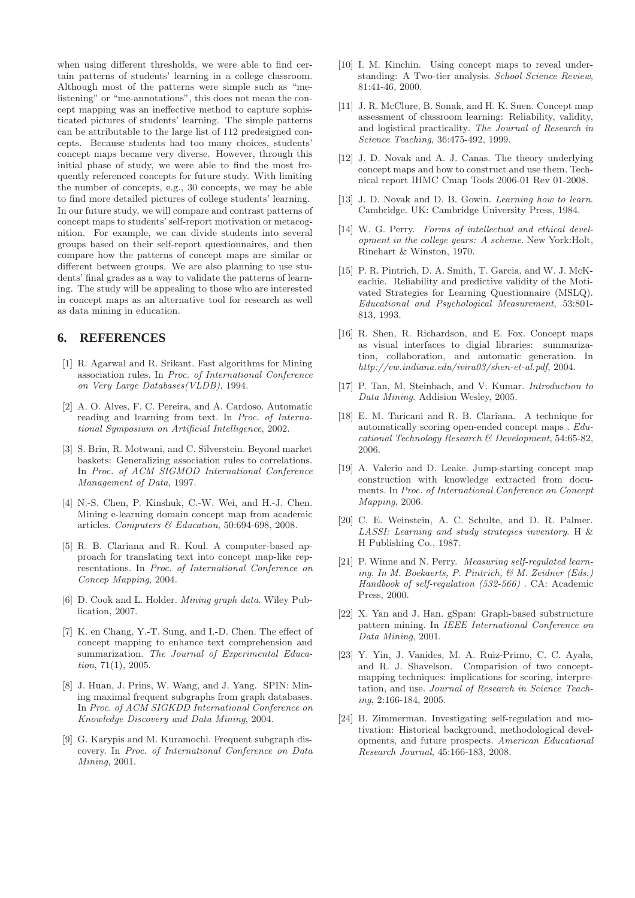when using different thresholds, we were able to find certain patterns of students' learning in a college classroom. Although most of the patterns were simple such as "me-listening" or "me-annotations", this does not mean the concept mapping was an ineffective method to capture sophisticated pictures of students' learning. The simple patterns can be attributable to the large list of 112 predesigned concepts. Because students had too many choices, students' concept maps became very diverse. However, through this initial phase of study, we were able to find the most frequently referenced concepts for future study. With limiting the number of concepts, e.g., 30 concepts, we may be able to find more detailed pictures of college students' learning. In our future study, we will compare and contrast patterns of concept maps to students' self-report motivation or metacognition. For example, we can divide students into several groups based on their self-report questionnaires, and then compare how the patterns of concept maps are similar or different between groups. We are also planning to use students' final grades as a way to validate the patterns of learning. The study will be appealing to those who are interested in concept maps as an alternative tool for research as well as data mining in education.

## 6. REFERENCES

[1] R. Agarwal and R. Srikant. Fast algorithms for Mining association rules. In *Proc. of International Conference on Very Large Databases(VLDB)*, 1994.

[2] A. O. Alves, F. C. Pereira, and A. Cardoso. Automatic reading and learning from text. In *Proc. of International Symposium on Artificial Intelligence*, 2002.

[3] S. Brin, R. Motwani, and C. Silverstein. Beyond market baskets: Generalizing association rules to correlations. In *Proc. of ACM SIGMOD International Conference Management of Data*, 1997.

[4] N.-S. Chen, P. Kinshuk, C.-W. Wei, and H.-J. Chen. Mining e-learning domain concept map from academic articles. *Computers & Education*, 50:694-698, 2008.

[5] R. B. Clariana and R. Koul. A computer-based approach for translating text into concept map-like representations. In *Proc. of International Conference on Concep Mapping*, 2004.

[6] D. Cook and L. Holder. *Mining graph data*. Wiley Publication, 2007.

[7] K. en Chang, Y.-T. Sung, and I.-D. Chen. The effect of concept mapping to enhance text comprehension and summarization. *The Journal of Experimental Education*, 71(1), 2005.

[8] J. Huan, J. Prins, W. Wang, and J. Yang. SPIN: Mining maximal frequent subgraphs from graph databases. In *Proc. of ACM SIGKDD International Conference on Knowledge Discovery and Data Mining*, 2004.

[9] G. Karypis and M. Kuramochi. Frequent subgraph discovery. In *Proc. of International Conference on Data Mining*, 2001.

[10] I. M. Kinchin. Using concept maps to reveal understanding: A Two-tier analysis. *School Science Review*, 81:41-46, 2000.

[11] J. R. McClure, B. Sonak, and H. K. Suen. Concept map assessment of classroom learning: Reliability, validity, and logistical practicality. *The Journal of Research in Science Teaching*, 36:475-492, 1999.

[12] J. D. Novak and A. J. Canas. The theory underlying concept maps and how to construct and use them. Technical report IHMC Cmap Tools 2006-01 Rev 01-2008.

[13] J. D. Novak and D. B. Gowin. *Learning how to learn*. Cambridge. UK: Cambridge University Press, 1984.

[14] W. G. Perry. *Forms of intellectual and ethical development in the college years: A scheme*. New York:Holt, Rinehart & Winston, 1970.

[15] P. R. Pintrich, D. A. Smith, T. Garcia, and W. J. McKeachie. Reliability and predictive validity of the Motivated Strategies for Learning Questionnaire (MSLQ). *Educational and Psychological Measurement*, 53:801-813, 1993.

[16] R. Shen, R. Richardson, and E. Fox. Concept maps as visual interfaces to digial libraries: summarization, collaboration, and automatic generation. In *http://vw.indiana.edu/ivira03/shen-et-al.pdf*, 2004.

[17] P. Tan, M. Steinbach, and V. Kumar. *Introduction to Data Mining*. Addision Wesley, 2005.

[18] E. M. Taricani and R. B. Clariana. A technique for automatically scoring open-ended concept maps . *Educational Technology Research & Development*, 54:65-82, 2006.

[19] A. Valerio and D. Leake. Jump-starting concept map construction with knowledge extracted from documents. In *Proc. of International Conference on Concept Mapping*, 2006.

[20] C. E. Weinstein, A. C. Schulte, and D. R. Palmer. *LASSI: Learning and study strategies inventory*. H & H Publishing Co., 1987.

[21] P. Winne and N. Perry. *Measuring self-regulated learning. In M. Boekaerts, P. Pintrich, & M. Zeidner (Eds.) Handbook of self-regulation (532-566)* . CA: Academic Press, 2000.

[22] X. Yan and J. Han. gSpan: Graph-based substructure pattern mining. In *IEEE International Conference on Data Mining*, 2001.

[23] Y. Yin, J. Vanides, M. A. Ruiz-Primo, C. C. Ayala, and R. J. Shavelson. Comparision of two concept-mapping techniques: implications for scoring, interpretation, and use. *Journal of Research in Science Teaching*, 2:166-184, 2005.

[24] B. Zimmerman. Investigating self-regulation and motivation: Historical background, methodological developments, and future prospects. *American Educational Research Journal*, 45:166-183, 2008.